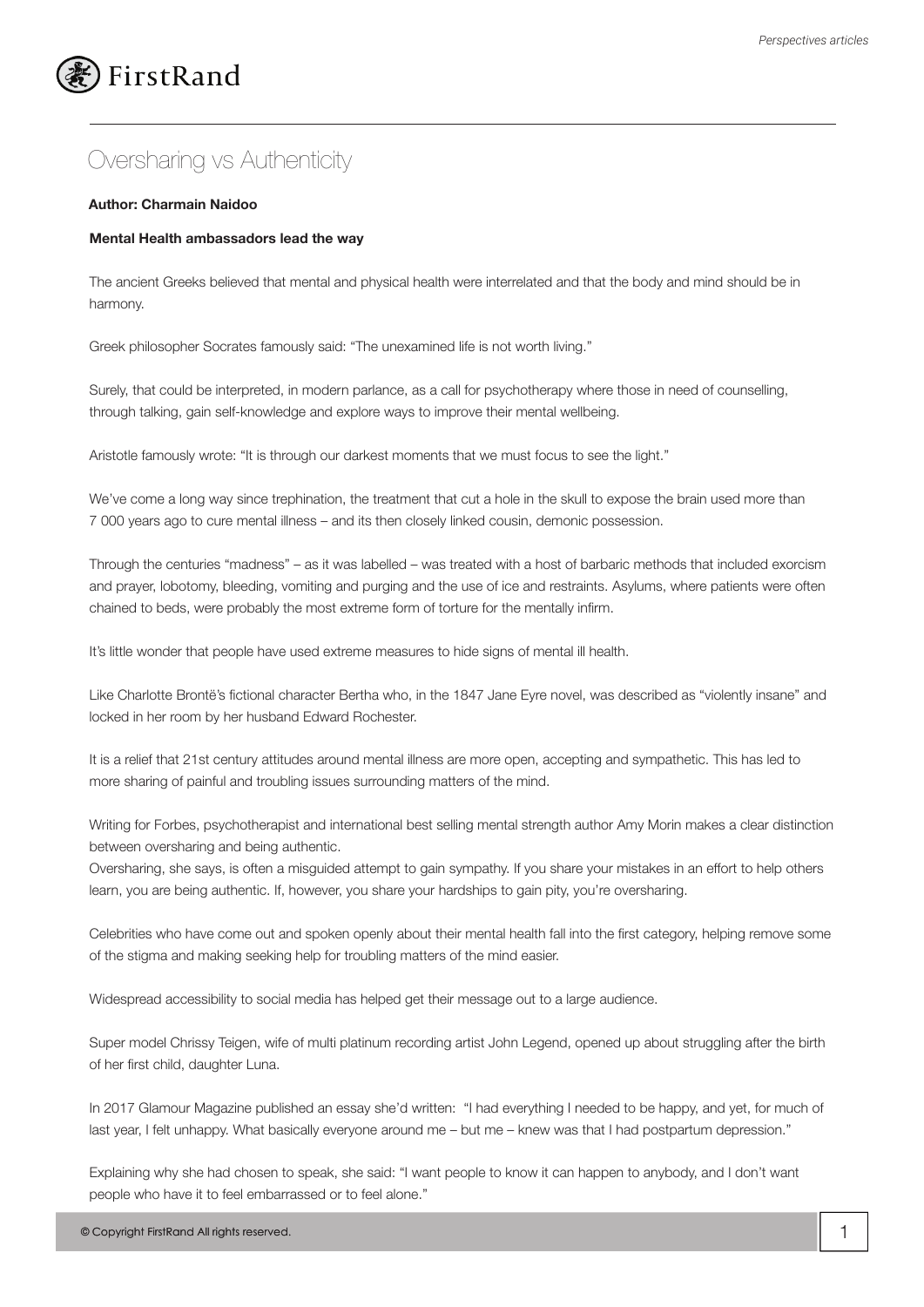# Oversharing vs Authenticity

**Author: Charmain Naidoo**

**Mental Health ambassadors lead the way**

The ancient Greeks believed that mental and physical health were interrelated and that the body and mind should be in harmony.

Greek philosopher Socrates famously said: "The unexamined life is not worth living."

Surely, that could be interpreted, in modern parlance, as a call for psychotherapy where those in need of counselling, through talking, gain self-knowledge and explore ways to improve their mental wellbeing.

Aristotle famously wrote: "It is through our darkest moments that we must focus to see the light."

We've come a long way since trephination, the treatment that cut a hole in the skull to expose the brain used more than 7 000 years ago to cure mental illness – and its then closely linked cousin, demonic possession.

Through the centuries "madness" – as it was labelled – was treated with a host of barbaric methods that included exorcism and prayer, lobotomy, bleeding, vomiting and purging and the use of ice and restraints. Asylums, where patients were often chained to beds, were probably the most extreme form of torture for the mentally infirm.

It's little wonder that people have used extreme measures to hide signs of mental ill health.

Like Charlotte Brontë's fictional character Bertha who, in the 1847 Jane Eyre novel, was described as "violently insane" and locked in her room by her husband Edward Rochester.

It is a relief that 21st century attitudes around mental illness are more open, accepting and sympathetic. This has led to more sharing of painful and troubling issues surrounding matters of the mind.

Writing for Forbes, psychotherapist and international best selling mental strength author Amy Morin makes a clear distinction between oversharing and being authentic.

Oversharing, she says, is often a misguided attempt to gain sympathy. If you share your mistakes in an effort to help others learn, you are being authentic. If, however, you share your hardships to gain pity, you're oversharing.

Celebrities who have come out and spoken openly about their mental health fall into the first category, helping remove some of the stigma and making seeking help for troubling matters of the mind easier.

Widespread accessibility to social media has helped get their message out to a large audience.

Super model Chrissy Teigen, wife of multi platinum recording artist John Legend, opened up about struggling after the birth of her first child, daughter Luna.

In 2017 Glamour Magazine published an essay she'd written: "I had everything I needed to be happy, and yet, for much of last year, I felt unhappy. What basically everyone around me – but me – knew was that I had postpartum depression."

Explaining why she had chosen to speak, she said: "I want people to know it can happen to anybody, and I don't want people who have it to feel embarrassed or to feel alone."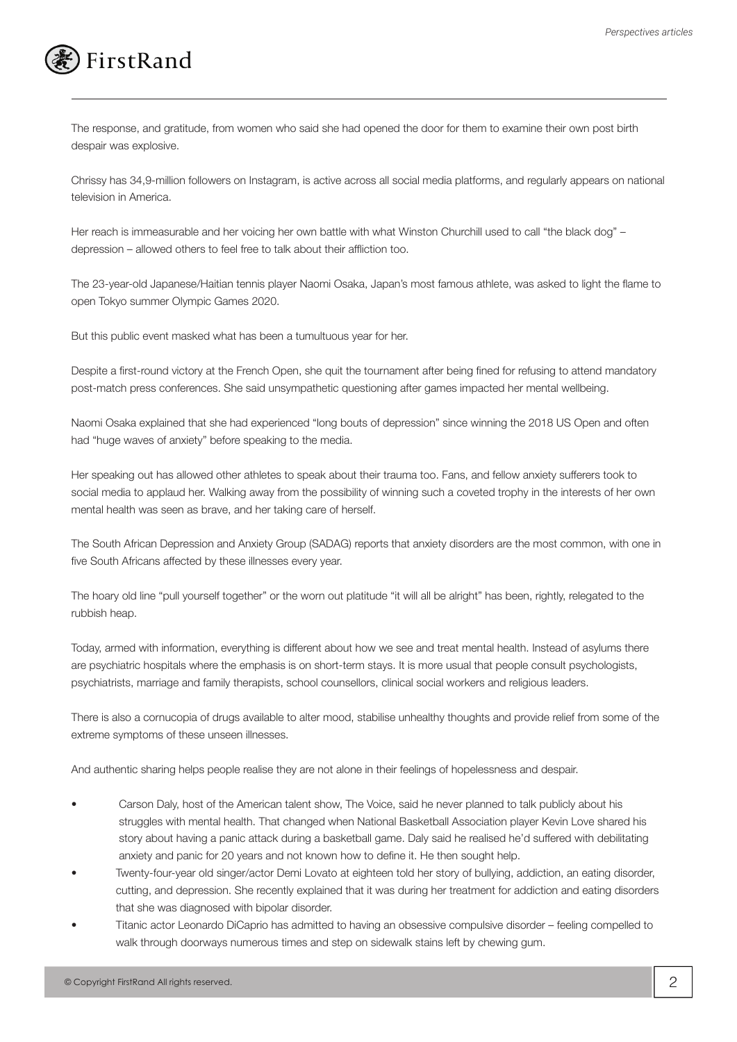The response, and gratitude, from women who said she had opened the door for them to examine their own post birth despair was explosive.

Chrissy has 34,9-million followers on Instagram, is active across all social media platforms, and regularly appears on national television in America.

Her reach is immeasurable and her voicing her own battle with what Winston Churchill used to call "the black dog" – depression – allowed others to feel free to talk about their affliction too.

The 23-year-old Japanese/Haitian tennis player Naomi Osaka, Japan's most famous athlete, was asked to light the flame to open Tokyo summer Olympic Games 2020.

But this public event masked what has been a tumultuous year for her.

Despite a first-round victory at the French Open, she quit the tournament after being fined for refusing to attend mandatory post-match press conferences. She said unsympathetic questioning after games impacted her mental wellbeing.

Naomi Osaka explained that she had experienced "long bouts of depression" since winning the 2018 US Open and often had "huge waves of anxiety" before speaking to the media.

Her speaking out has allowed other athletes to speak about their trauma too. Fans, and fellow anxiety sufferers took to social media to applaud her. Walking away from the possibility of winning such a coveted trophy in the interests of her own mental health was seen as brave, and her taking care of herself.

The South African Depression and Anxiety Group (SADAG) reports that anxiety disorders are the most common, with one in five South Africans affected by these illnesses every year.

The hoary old line "pull yourself together" or the worn out platitude "it will all be alright" has been, rightly, relegated to the rubbish heap.

Today, armed with information, everything is different about how we see and treat mental health. Instead of asylums there are psychiatric hospitals where the emphasis is on short-term stays. It is more usual that people consult psychologists, psychiatrists, marriage and family therapists, school counsellors, clinical social workers and religious leaders.

There is also a cornucopia of drugs available to alter mood, stabilise unhealthy thoughts and provide relief from some of the extreme symptoms of these unseen illnesses.

And authentic sharing helps people realise they are not alone in their feelings of hopelessness and despair.

- Carson Daly, host of the American talent show, The Voice, said he never planned to talk publicly about his struggles with mental health. That changed when National Basketball Association player Kevin Love shared his story about having a panic attack during a basketball game. Daly said he realised he'd suffered with debilitating anxiety and panic for 20 years and not known how to define it. He then sought help.
- Twenty-four-year old singer/actor Demi Lovato at eighteen told her story of bullying, addiction, an eating disorder, cutting, and depression. She recently explained that it was during her treatment for addiction and eating disorders that she was diagnosed with bipolar disorder.
- Titanic actor Leonardo DiCaprio has admitted to having an obsessive compulsive disorder – feeling compelled to walk through doorways numerous times and step on sidewalk stains left by chewing gum.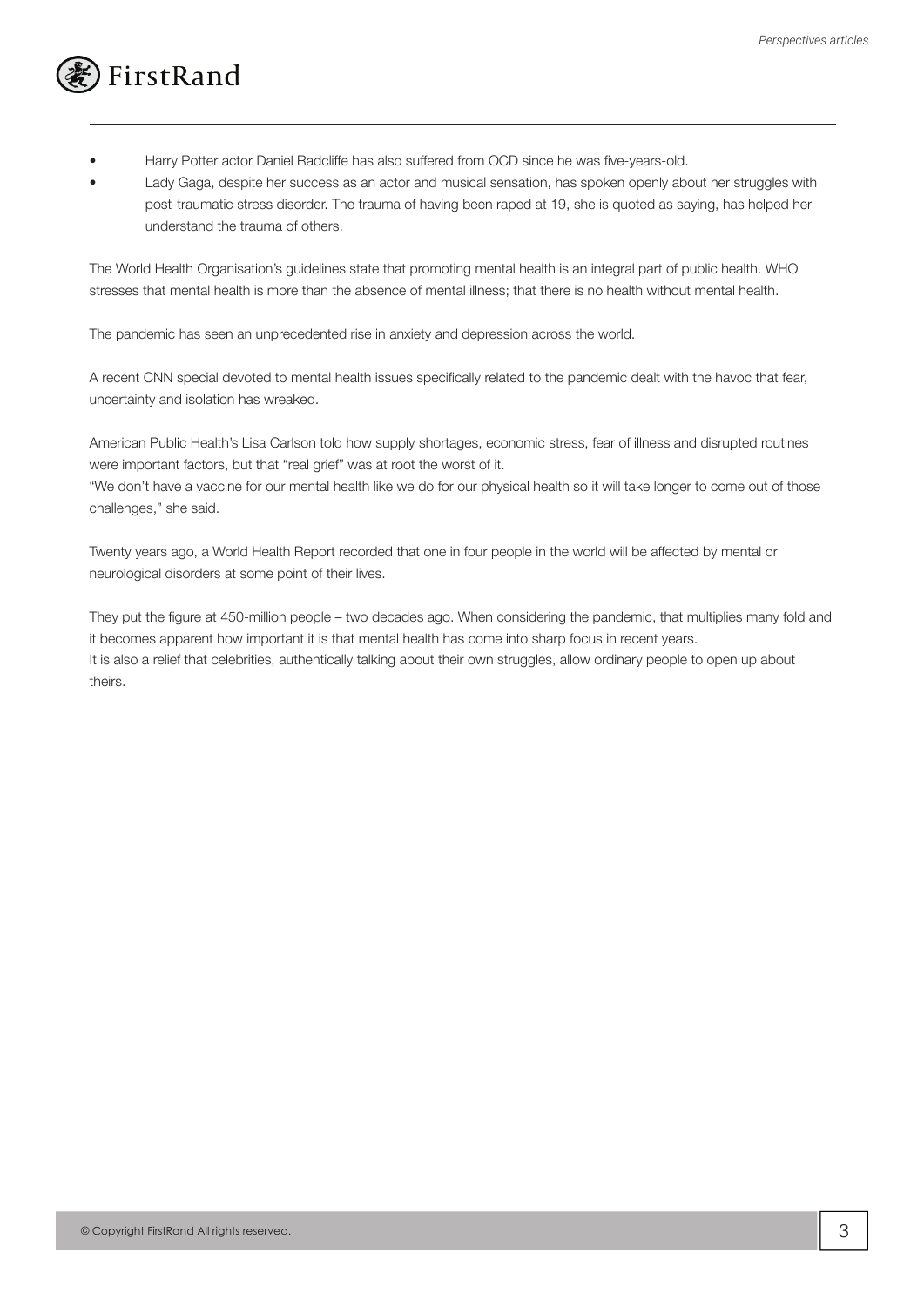- Harry Potter actor Daniel Radcliffe has also suffered from OCD since he was five-years-old.
- Lady Gaga, despite her success as an actor and musical sensation, has spoken openly about her struggles with post-traumatic stress disorder. The trauma of having been raped at 19, she is quoted as saying, has helped her understand the trauma of others.

The World Health Organisation's guidelines state that promoting mental health is an integral part of public health. WHO stresses that mental health is more than the absence of mental illness; that there is no health without mental health.

The pandemic has seen an unprecedented rise in anxiety and depression across the world.

A recent CNN special devoted to mental health issues specifically related to the pandemic dealt with the havoc that fear, uncertainty and isolation has wreaked.

American Public Health's Lisa Carlson told how supply shortages, economic stress, fear of illness and disrupted routines were important factors, but that "real grief" was at root the worst of it.
"We don't have a vaccine for our mental health like we do for our physical health so it will take longer to come out of those challenges," she said.

Twenty years ago, a World Health Report recorded that one in four people in the world will be affected by mental or neurological disorders at some point of their lives.

They put the figure at 450-million people – two decades ago. When considering the pandemic, that multiplies many fold and it becomes apparent how important it is that mental health has come into sharp focus in recent years.
It is also a relief that celebrities, authentically talking about their own struggles, allow ordinary people to open up about theirs.